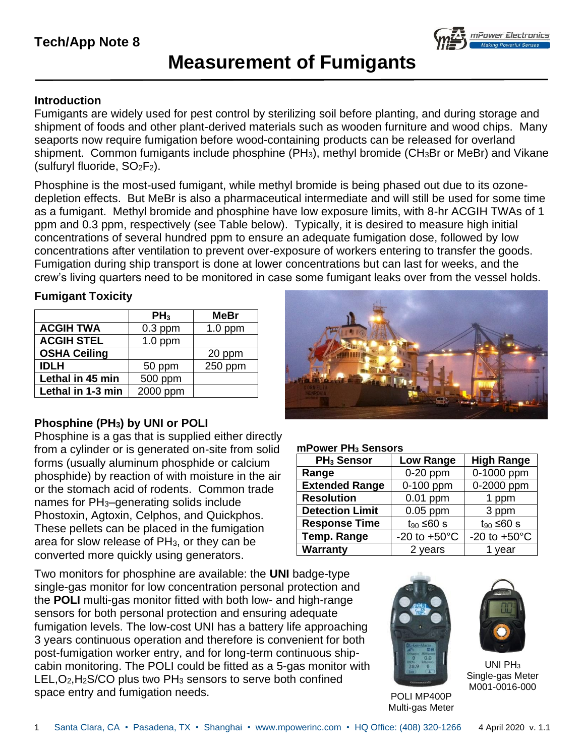# Measurement of Fumigants

Tech/App Note 8

## Introduction

Fumigants are widely used for pest control by sterilizing soil before planting, and during storage and shipment of foods and other plant-derived materials such as wooden furniture and wood chips. Many seaports now require fumigation before wood-containing products can be released for overland shipment. Common fumigants include phosphine ($PH_3$), methyl bromide ($CH_3Br$ or MeBr) and Vikane (sulfuryl fluoride, $SO_2F_2$).

Phosphine is the most-used fumigant, while methyl bromide is being phased out due to its ozone-depletion effects. But MeBr is also a pharmaceutical intermediate and will still be used for some time as a fumigant. Methyl bromide and phosphine have low exposure limits, with 8-hr ACGIH TWAs of 1 ppm and 0.3 ppm, respectively (see Table below). Typically, it is desired to measure high initial concentrations of several hundred ppm to ensure an adequate fumigation dose, followed by low concentrations after ventilation to prevent over-exposure of workers entering to transfer the goods. Fumigation during ship transport is done at lower concentrations but can last for weeks, and the crew's living quarters need to be monitored in case some fumigant leaks over from the vessel holds.

## Fumigant Toxicity

| | $PH_3$ | MeBr |
|---|---|---|
| **ACGIH TWA** | 0.3 ppm | 1.0 ppm |
| **ACGIH STEL** | 1.0 ppm | |
| **OSHA Ceiling** | | 20 ppm |
| **IDLH** | 50 ppm | 250 ppm |
| **Lethal in 45 min** | 500 ppm | |
| **Lethal in 1-3 min** | 2000 ppm | |

## Phosphine ($PH_3$) by UNI or POLI

Phosphine is a gas that is supplied either directly from a cylinder or is generated on-site from solid forms (usually aluminum phosphide or calcium phosphide) by reaction of with moisture in the air or the stomach acid of rodents. Common trade names for $PH_3$–generating solids include Phostoxin, Agtoxin, Celphos, and Quickphos. These pellets can be placed in the fumigation area for slow release of $PH_3$, or they can be converted more quickly using generators.

**mPower $PH_3$ Sensors**

| $PH_3$ Sensor | Low Range | High Range |
|---|---|---|
| **Range** | 0-20 ppm | 0-1000 ppm |
| **Extended Range** | 0-100 ppm | 0-2000 ppm |
| **Resolution** | 0.01 ppm | 1 ppm |
| **Detection Limit** | 0.05 ppm | 3 ppm |
| **Response Time** | $t_{90}$ ≤60 s | $t_{90}$ ≤60 s |
| **Temp. Range** | -20 to +50°C | -20 to +50°C |
| **Warranty** | 2 years | 1 year |

Two monitors for phosphine are available: the **UNI** badge-type single-gas monitor for low concentration personal protection and the **POLI** multi-gas monitor fitted with both low- and high-range sensors for both personal protection and ensuring adequate fumigation levels. The low-cost UNI has a battery life approaching 3 years continuous operation and therefore is convenient for both post-fumigation worker entry, and for long-term continuous ship-cabin monitoring. The POLI could be fitted as a 5-gas monitor with LEL,$O_2$,$H_2S$/CO plus two $PH_3$ sensors to serve both confined space entry and fumigation needs.

POLI MP400P Multi-gas Meter

UNI $PH_3$ Single-gas Meter M001-0016-000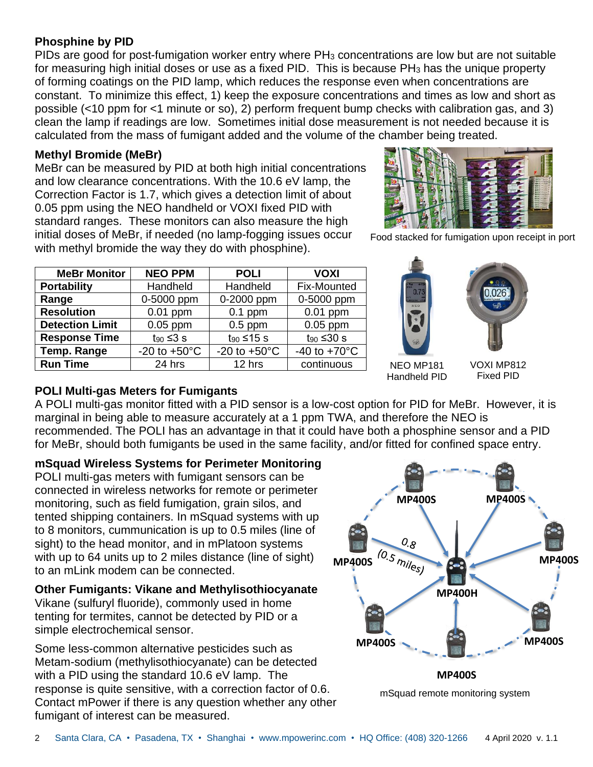## Phosphine by PID

PIDs are good for post-fumigation worker entry where $PH_3$ concentrations are low but are not suitable for measuring high initial doses or use as a fixed PID. This is because $PH_3$ has the unique property of forming coatings on the PID lamp, which reduces the response even when concentrations are constant. To minimize this effect, 1) keep the exposure concentrations and times as low and short as possible (<10 ppm for <1 minute or so), 2) perform frequent bump checks with calibration gas, and 3) clean the lamp if readings are low. Sometimes initial dose measurement is not needed because it is calculated from the mass of fumigant added and the volume of the chamber being treated.

## Methyl Bromide (MeBr)

MeBr can be measured by PID at both high initial concentrations and low clearance concentrations. With the 10.6 eV lamp, the Correction Factor is 1.7, which gives a detection limit of about 0.05 ppm using the NEO handheld or VOXI fixed PID with standard ranges. These monitors can also measure the high initial doses of MeBr, if needed (no lamp-fogging issues occur with methyl bromide the way they do with phosphine).

Food stacked for fumigation upon receipt in port

| MeBr Monitor | NEO PPM | POLI | VOXI |
|---|---|---|---|
| **Portability** | Handheld | Handheld | Fix-Mounted |
| **Range** | 0-5000 ppm | 0-2000 ppm | 0-5000 ppm |
| **Resolution** | 0.01 ppm | 0.1 ppm | 0.01 ppm |
| **Detection Limit** | 0.05 ppm | 0.5 ppm | 0.05 ppm |
| **Response Time** | $t_{90}$ ≤3 s | $t_{90}$ ≤15 s | $t_{90}$ ≤30 s |
| **Temp. Range** | -20 to +50°C | -20 to +50°C | -40 to +70°C |
| **Run Time** | 24 hrs | 12 hrs | continuous |

NEO MP181 Handheld PID

VOXI MP812 Fixed PID

## POLI Multi-gas Meters for Fumigants

A POLI multi-gas monitor fitted with a PID sensor is a low-cost option for PID for MeBr. However, it is marginal in being able to measure accurately at a 1 ppm TWA, and therefore the NEO is recommended. The POLI has an advantage in that it could have both a phosphine sensor and a PID for MeBr, should both fumigants be used in the same facility, and/or fitted for confined space entry.

## mSquad Wireless Systems for Perimeter Monitoring

POLI multi-gas meters with fumigant sensors can be connected in wireless networks for remote or perimeter monitoring, such as field fumigation, grain silos, and tented shipping containers. In mSquad systems with up to 8 monitors, cummunication is up to 0.5 miles (line of sight) to the head monitor, and in mPlatoon systems with up to 64 units up to 2 miles distance (line of sight) to an mLink modem can be connected.

MP400S
MP400S
MP400S
0.8
(0.5 miles)
MP400S
MP400H
MP400S
MP400S
MP400S

mSquad remote monitoring system

## Other Fumigants: Vikane and Methylisothiocyanate

Vikane (sulfuryl fluoride), commonly used in home tenting for termites, cannot be detected by PID or a simple electrochemical sensor.

Some less-common alternative pesticides such as Metam-sodium (methylisothiocyanate) can be detected with a PID using the standard 10.6 eV lamp. The response is quite sensitive, with a correction factor of 0.6. Contact mPower if there is any question whether any other fumigant of interest can be measured.

Santa Clara, CA • Pasadena, TX • Shanghai • www.mpowerinc.com • HQ Office: (408) 320-1266 4 April 2020 v. 1.1